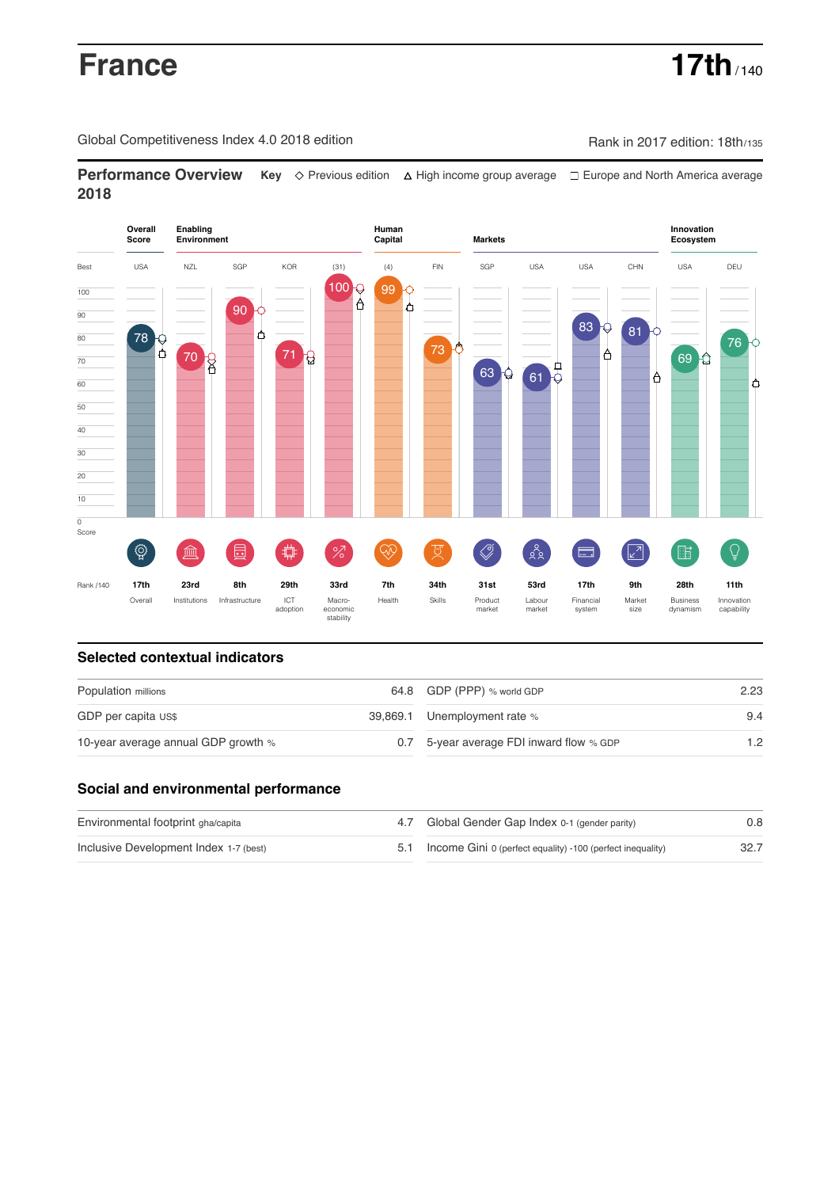# France

**17th** / 140

Global Competitiveness Index 4.0 2018 edition

Rank in 2017 edition: 18th/135

## Performance Overview 2018

**Key** ◇ Previous edition △ High income group average □ Europe and North America average

| | Overall Score | Enabling Environment | | | | Human Capital | | Markets | | | | Innovation Ecosystem | |
|---|---|---|---|---|---|---|---|---|---|---|---|---|---|
| Best | USA | NZL | SGP | KOR | (31) | (4) | FIN | SGP | USA | USA | CHN | USA | DEU |
| Score | 78 | 70 | 90 | 71 | 100 | 99 | 73 | 63 | 61 | 83 | 81 | 69 | 76 |
| Rank /140 | 17th | 23rd | 8th | 29th | 33rd | 7th | 34th | 31st | 53rd | 17th | 9th | 28th | 11th |
| | Overall | Institutions | Infrastructure | ICT adoption | Macro-economic stability | Health | Skills | Product market | Labour market | Financial system | Market size | Business dynamism | Innovation capability |

## Selected contextual indicators

| | | | |
|---|---|---|---|
| Population millions | 64.8 | GDP (PPP) % world GDP | 2.23 |
| GDP per capita US$ | 39,869.1 | Unemployment rate % | 9.4 |
| 10-year average annual GDP growth % | 0.7 | 5-year average FDI inward flow % GDP | 1.2 |

## Social and environmental performance

| | | | |
|---|---|---|---|
| Environmental footprint gha/capita | 4.7 | Global Gender Gap Index 0-1 (gender parity) | 0.8 |
| Inclusive Development Index 1-7 (best) | 5.1 | Income Gini 0 (perfect equality) -100 (perfect inequality) | 32.7 |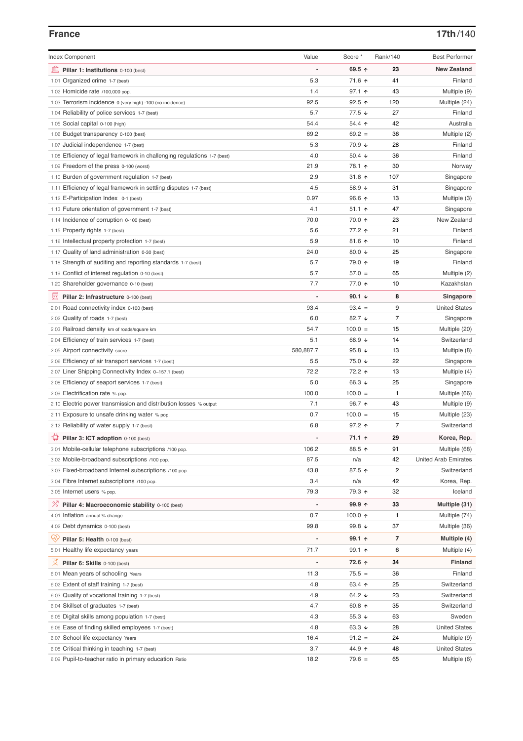## France

**17th/140**

| Index Component | Value | Score * | Rank/140 | Best Performer |
|---|---|---|---|---|
| **Pillar 1: Institutions** 0-100 (best) | - | **69.5 ↑** | **23** | **New Zealand** |
| 1.01 Organized crime 1-7 (best) | 5.3 | 71.6 ↑ | 41 | Finland |
| 1.02 Homicide rate /100,000 pop. | 1.4 | 97.1 ↑ | 43 | Multiple (9) |
| 1.03 Terrorism incidence 0 (very high) -100 (no incidence) | 92.5 | 92.5 ↑ | 120 | Multiple (24) |
| 1.04 Reliability of police services 1-7 (best) | 5.7 | 77.5 ↓ | 27 | Finland |
| 1.05 Social capital 0-100 (high) | 54.4 | 54.4 ↑ | 42 | Australia |
| 1.06 Budget transparency 0-100 (best) | 69.2 | 69.2 = | 36 | Multiple (2) |
| 1.07 Judicial independence 1-7 (best) | 5.3 | 70.9 ↓ | 28 | Finland |
| 1.08 Efficiency of legal framework in challenging regulations 1-7 (best) | 4.0 | 50.4 ↓ | 36 | Finland |
| 1.09 Freedom of the press 0-100 (worst) | 21.9 | 78.1 ↑ | 30 | Norway |
| 1.10 Burden of government regulation 1-7 (best) | 2.9 | 31.8 ↑ | 107 | Singapore |
| 1.11 Efficiency of legal framework in settling disputes 1-7 (best) | 4.5 | 58.9 ↓ | 31 | Singapore |
| 1.12 E-Participation Index 0-1 (best) | 0.97 | 96.6 ↑ | 13 | Multiple (3) |
| 1.13 Future orientation of government 1-7 (best) | 4.1 | 51.1 ↑ | 47 | Singapore |
| 1.14 Incidence of corruption 0-100 (best) | 70.0 | 70.0 ↑ | 23 | New Zealand |
| 1.15 Property rights 1-7 (best) | 5.6 | 77.2 ↑ | 21 | Finland |
| 1.16 Intellectual property protection 1-7 (best) | 5.9 | 81.6 ↑ | 10 | Finland |
| 1.17 Quality of land administration 0-30 (best) | 24.0 | 80.0 ↓ | 25 | Singapore |
| 1.18 Strength of auditing and reporting standards 1-7 (best) | 5.7 | 79.0 ↑ | 19 | Finland |
| 1.19 Conflict of interest regulation 0-10 (best) | 5.7 | 57.0 = | 65 | Multiple (2) |
| 1.20 Shareholder governance 0-10 (best) | 7.7 | 77.0 ↑ | 10 | Kazakhstan |
| **Pillar 2: Infrastructure** 0-100 (best) | - | **90.1 ↓** | **8** | **Singapore** |
| 2.01 Road connectivity index 0-100 (best) | 93.4 | 93.4 = | 9 | United States |
| 2.02 Quality of roads 1-7 (best) | 6.0 | 82.7 ↓ | 7 | Singapore |
| 2.03 Railroad density km of roads/square km | 54.7 | 100.0 = | 15 | Multiple (20) |
| 2.04 Efficiency of train services 1-7 (best) | 5.1 | 68.9 ↓ | 14 | Switzerland |
| 2.05 Airport connectivity score | 580,887.7 | 95.8 ↓ | 13 | Multiple (8) |
| 2.06 Efficiency of air transport services 1-7 (best) | 5.5 | 75.0 ↓ | 22 | Singapore |
| 2.07 Liner Shipping Connectivity Index 0–157.1 (best) | 72.2 | 72.2 ↑ | 13 | Multiple (4) |
| 2.08 Efficiency of seaport services 1-7 (best) | 5.0 | 66.3 ↓ | 25 | Singapore |
| 2.09 Electrification rate % pop. | 100.0 | 100.0 = | 1 | Multiple (66) |
| 2.10 Electric power transmission and distribution losses % output | 7.1 | 96.7 ↑ | 43 | Multiple (9) |
| 2.11 Exposure to unsafe drinking water % pop. | 0.7 | 100.0 = | 15 | Multiple (23) |
| 2.12 Reliability of water supply 1-7 (best) | 6.8 | 97.2 ↑ | 7 | Switzerland |
| **Pillar 3: ICT adoption** 0-100 (best) | - | **71.1 ↑** | **29** | **Korea, Rep.** |
| 3.01 Mobile-cellular telephone subscriptions /100 pop. | 106.2 | 88.5 ↑ | 91 | Multiple (68) |
| 3.02 Mobile-broadband subscriptions /100 pop. | 87.5 | n/a | 42 | United Arab Emirates |
| 3.03 Fixed-broadband Internet subscriptions /100 pop. | 43.8 | 87.5 ↑ | 2 | Switzerland |
| 3.04 Fibre Internet subscriptions /100 pop. | 3.4 | n/a | 42 | Korea, Rep. |
| 3.05 Internet users % pop. | 79.3 | 79.3 ↑ | 32 | Iceland |
| **Pillar 4: Macroeconomic stability** 0-100 (best) | - | **99.9 ↑** | **33** | **Multiple (31)** |
| 4.01 Inflation annual % change | 0.7 | 100.0 ↑ | 1 | Multiple (74) |
| 4.02 Debt dynamics 0-100 (best) | 99.8 | 99.8 ↓ | 37 | Multiple (36) |
| **Pillar 5: Health** 0-100 (best) | - | **99.1 ↑** | **7** | **Multiple (4)** |
| 5.01 Healthy life expectancy years | 71.7 | 99.1 ↑ | 6 | Multiple (4) |
| **Pillar 6: Skills** 0-100 (best) | - | **72.6 ↑** | **34** | **Finland** |
| 6.01 Mean years of schooling Years | 11.3 | 75.5 = | 36 | Finland |
| 6.02 Extent of staff training 1-7 (best) | 4.8 | 63.4 ↑ | 25 | Switzerland |
| 6.03 Quality of vocational training 1-7 (best) | 4.9 | 64.2 ↓ | 23 | Switzerland |
| 6.04 Skillset of graduates 1-7 (best) | 4.7 | 60.8 ↑ | 35 | Switzerland |
| 6.05 Digital skills among population 1-7 (best) | 4.3 | 55.3 ↓ | 63 | Sweden |
| 6.06 Ease of finding skilled employees 1-7 (best) | 4.8 | 63.3 ↓ | 28 | United States |
| 6.07 School life expectancy Years | 16.4 | 91.2 = | 24 | Multiple (9) |
| 6.08 Critical thinking in teaching 1-7 (best) | 3.7 | 44.9 ↑ | 48 | United States |
| 6.09 Pupil-to-teacher ratio in primary education Ratio | 18.2 | 79.6 = | 65 | Multiple (6) |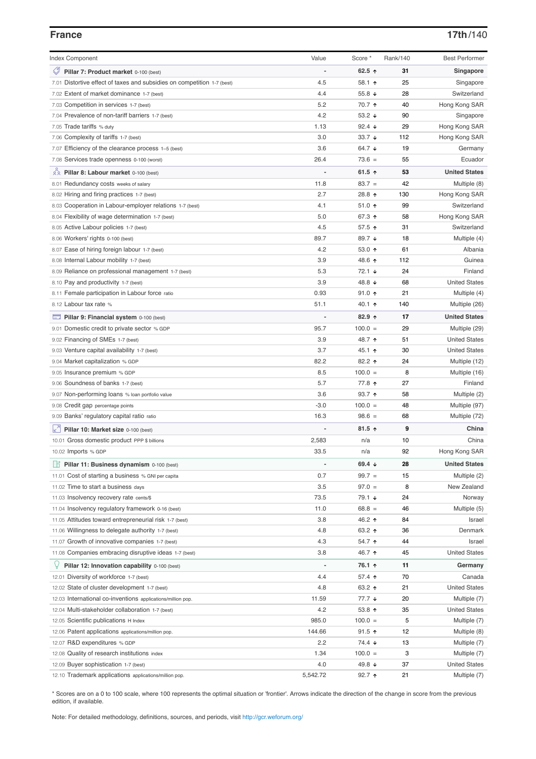## France

**17th**/140

| Index Component | Value | Score * | Rank/140 | Best Performer |
|---|---|---|---|---|
| **Pillar 7: Product market** 0-100 (best) | - | **62.5 ↑** | **31** | **Singapore** |
| 7.01 Distortive effect of taxes and subsidies on competition 1-7 (best) | 4.5 | 58.1 ↑ | 25 | Singapore |
| 7.02 Extent of market dominance 1-7 (best) | 4.4 | 55.8 ↓ | 28 | Switzerland |
| 7.03 Competition in services 1-7 (best) | 5.2 | 70.7 ↑ | 40 | Hong Kong SAR |
| 7.04 Prevalence of non-tariff barriers 1-7 (best) | 4.2 | 53.2 ↓ | 90 | Singapore |
| 7.05 Trade tariffs % duty | 1.13 | 92.4 ↓ | 29 | Hong Kong SAR |
| 7.06 Complexity of tariffs 1-7 (best) | 3.0 | 33.7 ↓ | 112 | Hong Kong SAR |
| 7.07 Efficiency of the clearance process 1–5 (best) | 3.6 | 64.7 ↓ | 19 | Germany |
| 7.08 Services trade openness 0-100 (worst) | 26.4 | 73.6 = | 55 | Ecuador |
| **Pillar 8: Labour market** 0-100 (best) | - | **61.5 ↑** | **53** | **United States** |
| 8.01 Redundancy costs weeks of salary | 11.8 | 83.7 = | 42 | Multiple (8) |
| 8.02 Hiring and firing practices 1-7 (best) | 2.7 | 28.8 ↑ | 130 | Hong Kong SAR |
| 8.03 Cooperation in Labour-employer relations 1-7 (best) | 4.1 | 51.0 ↑ | 99 | Switzerland |
| 8.04 Flexibility of wage determination 1-7 (best) | 5.0 | 67.3 ↑ | 58 | Hong Kong SAR |
| 8.05 Active Labour policies 1-7 (best) | 4.5 | 57.5 ↑ | 31 | Switzerland |
| 8.06 Workers' rights 0-100 (best) | 89.7 | 89.7 ↓ | 18 | Multiple (4) |
| 8.07 Ease of hiring foreign labour 1-7 (best) | 4.2 | 53.0 ↑ | 61 | Albania |
| 8.08 Internal Labour mobility 1-7 (best) | 3.9 | 48.6 ↑ | 112 | Guinea |
| 8.09 Reliance on professional management 1-7 (best) | 5.3 | 72.1 ↓ | 24 | Finland |
| 8.10 Pay and productivity 1-7 (best) | 3.9 | 48.8 ↓ | 68 | United States |
| 8.11 Female participation in Labour force ratio | 0.93 | 91.0 ↑ | 21 | Multiple (4) |
| 8.12 Labour tax rate % | 51.1 | 40.1 ↑ | 140 | Multiple (26) |
| **Pillar 9: Financial system** 0-100 (best) | - | **82.9 ↑** | **17** | **United States** |
| 9.01 Domestic credit to private sector % GDP | 95.7 | 100.0 = | 29 | Multiple (29) |
| 9.02 Financing of SMEs 1-7 (best) | 3.9 | 48.7 ↑ | 51 | United States |
| 9.03 Venture capital availability 1-7 (best) | 3.7 | 45.1 ↑ | 30 | United States |
| 9.04 Market capitalization % GDP | 82.2 | 82.2 ↑ | 24 | Multiple (12) |
| 9.05 Insurance premium % GDP | 8.5 | 100.0 = | 8 | Multiple (16) |
| 9.06 Soundness of banks 1-7 (best) | 5.7 | 77.8 ↑ | 27 | Finland |
| 9.07 Non-performing loans % loan portfolio value | 3.6 | 93.7 ↑ | 58 | Multiple (2) |
| 9.08 Credit gap percentage points | -3.0 | 100.0 = | 48 | Multiple (97) |
| 9.09 Banks' regulatory capital ratio ratio | 16.3 | 98.6 = | 68 | Multiple (72) |
| **Pillar 10: Market size** 0-100 (best) | - | **81.5 ↑** | **9** | **China** |
| 10.01 Gross domestic product PPP $ billions | 2,583 | n/a | 10 | China |
| 10.02 Imports % GDP | 33.5 | n/a | 92 | Hong Kong SAR |
| **Pillar 11: Business dynamism** 0-100 (best) | - | **69.4 ↓** | **28** | **United States** |
| 11.01 Cost of starting a business % GNI per capita | 0.7 | 99.7 = | 15 | Multiple (2) |
| 11.02 Time to start a business days | 3.5 | 97.0 = | 8 | New Zealand |
| 11.03 Insolvency recovery rate cents/$ | 73.5 | 79.1 ↓ | 24 | Norway |
| 11.04 Insolvency regulatory framework 0-16 (best) | 11.0 | 68.8 = | 46 | Multiple (5) |
| 11.05 Attitudes toward entrepreneurial risk 1-7 (best) | 3.8 | 46.2 ↑ | 84 | Israel |
| 11.06 Willingness to delegate authority 1-7 (best) | 4.8 | 63.2 ↑ | 36 | Denmark |
| 11.07 Growth of innovative companies 1-7 (best) | 4.3 | 54.7 ↑ | 44 | Israel |
| 11.08 Companies embracing disruptive ideas 1-7 (best) | 3.8 | 46.7 ↑ | 45 | United States |
| **Pillar 12: Innovation capability** 0-100 (best) | - | **76.1 ↑** | **11** | **Germany** |
| 12.01 Diversity of workforce 1-7 (best) | 4.4 | 57.4 ↑ | 70 | Canada |
| 12.02 State of cluster development 1-7 (best) | 4.8 | 63.2 ↑ | 21 | United States |
| 12.03 International co-inventions applications/million pop. | 11.59 | 77.7 ↓ | 20 | Multiple (7) |
| 12.04 Multi-stakeholder collaboration 1-7 (best) | 4.2 | 53.8 ↑ | 35 | United States |
| 12.05 Scientific publications H Index | 985.0 | 100.0 = | 5 | Multiple (7) |
| 12.06 Patent applications applications/million pop. | 144.66 | 91.5 ↑ | 12 | Multiple (8) |
| 12.07 R&D expenditures % GDP | 2.2 | 74.4 ↓ | 13 | Multiple (7) |
| 12.08 Quality of research institutions index | 1.34 | 100.0 = | 3 | Multiple (7) |
| 12.09 Buyer sophistication 1-7 (best) | 4.0 | 49.8 ↓ | 37 | United States |
| 12.10 Trademark applications applications/million pop. | 5,542.72 | 92.7 ↑ | 21 | Multiple (7) |

* Scores are on a 0 to 100 scale, where 100 represents the optimal situation or 'frontier'. Arrows indicate the direction of the change in score from the previous edition, if available.

Note: For detailed methodology, definitions, sources, and periods, visit http://gcr.weforum.org/